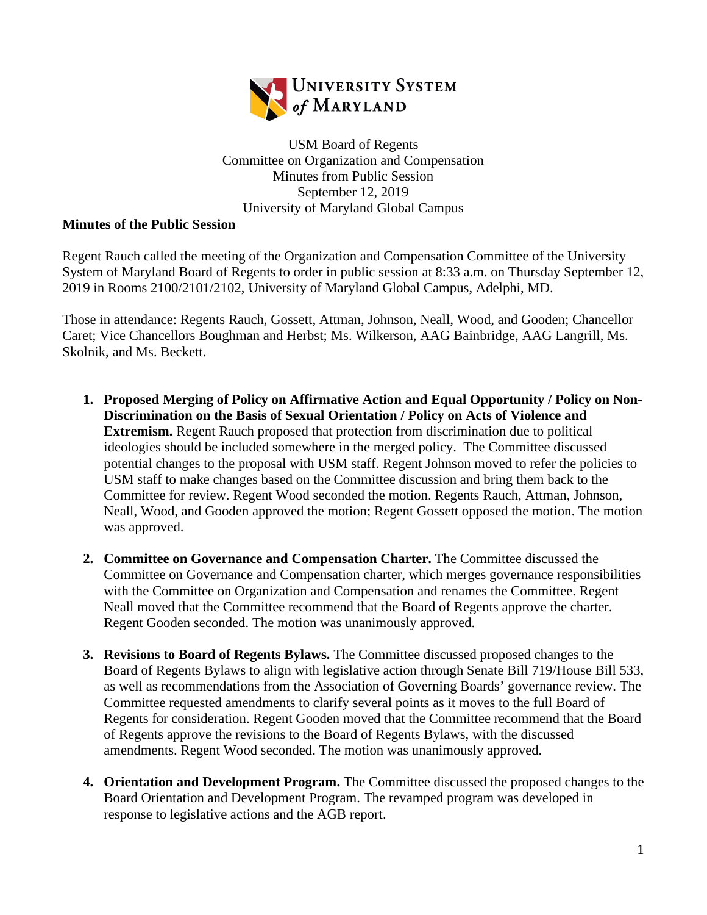USM Board of Regents
Committee on Organization and Compensation
Minutes from Public Session
September 12, 2019
University of Maryland Global Campus

**Minutes of the Public Session**

Regent Rauch called the meeting of the Organization and Compensation Committee of the University System of Maryland Board of Regents to order in public session at 8:33 a.m. on Thursday September 12, 2019 in Rooms 2100/2101/2102, University of Maryland Global Campus, Adelphi, MD.

Those in attendance: Regents Rauch, Gossett, Attman, Johnson, Neall, Wood, and Gooden; Chancellor Caret; Vice Chancellors Boughman and Herbst; Ms. Wilkerson, AAG Bainbridge, AAG Langrill, Ms. Skolnik, and Ms. Beckett.

1. **Proposed Merging of Policy on Affirmative Action and Equal Opportunity / Policy on Non-Discrimination on the Basis of Sexual Orientation / Policy on Acts of Violence and Extremism.** Regent Rauch proposed that protection from discrimination due to political ideologies should be included somewhere in the merged policy. The Committee discussed potential changes to the proposal with USM staff. Regent Johnson moved to refer the policies to USM staff to make changes based on the Committee discussion and bring them back to the Committee for review. Regent Wood seconded the motion. Regents Rauch, Attman, Johnson, Neall, Wood, and Gooden approved the motion; Regent Gossett opposed the motion. The motion was approved.

2. **Committee on Governance and Compensation Charter.** The Committee discussed the Committee on Governance and Compensation charter, which merges governance responsibilities with the Committee on Organization and Compensation and renames the Committee. Regent Neall moved that the Committee recommend that the Board of Regents approve the charter. Regent Gooden seconded. The motion was unanimously approved.

3. **Revisions to Board of Regents Bylaws.** The Committee discussed proposed changes to the Board of Regents Bylaws to align with legislative action through Senate Bill 719/House Bill 533, as well as recommendations from the Association of Governing Boards' governance review. The Committee requested amendments to clarify several points as it moves to the full Board of Regents for consideration. Regent Gooden moved that the Committee recommend that the Board of Regents approve the revisions to the Board of Regents Bylaws, with the discussed amendments. Regent Wood seconded. The motion was unanimously approved.

4. **Orientation and Development Program.** The Committee discussed the proposed changes to the Board Orientation and Development Program. The revamped program was developed in response to legislative actions and the AGB report.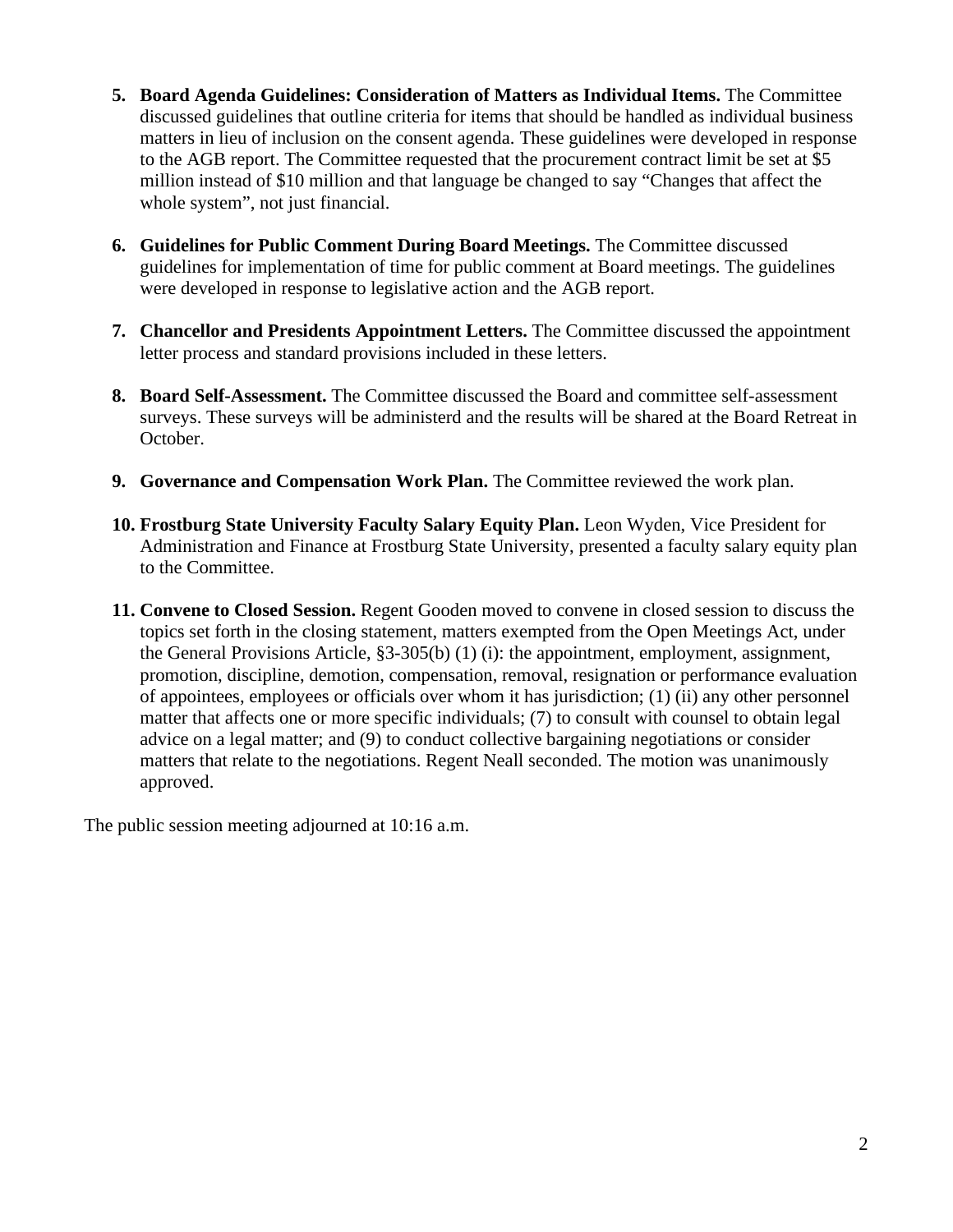5. **Board Agenda Guidelines: Consideration of Matters as Individual Items.** The Committee discussed guidelines that outline criteria for items that should be handled as individual business matters in lieu of inclusion on the consent agenda. These guidelines were developed in response to the AGB report. The Committee requested that the procurement contract limit be set at $5 million instead of $10 million and that language be changed to say "Changes that affect the whole system", not just financial.

6. **Guidelines for Public Comment During Board Meetings.** The Committee discussed guidelines for implementation of time for public comment at Board meetings. The guidelines were developed in response to legislative action and the AGB report.

7. **Chancellor and Presidents Appointment Letters.** The Committee discussed the appointment letter process and standard provisions included in these letters.

8. **Board Self-Assessment.** The Committee discussed the Board and committee self-assessment surveys. These surveys will be administerd and the results will be shared at the Board Retreat in October.

9. **Governance and Compensation Work Plan.** The Committee reviewed the work plan.

10. **Frostburg State University Faculty Salary Equity Plan.** Leon Wyden, Vice President for Administration and Finance at Frostburg State University, presented a faculty salary equity plan to the Committee.

11. **Convene to Closed Session.** Regent Gooden moved to convene in closed session to discuss the topics set forth in the closing statement, matters exempted from the Open Meetings Act, under the General Provisions Article, §3-305(b) (1) (i): the appointment, employment, assignment, promotion, discipline, demotion, compensation, removal, resignation or performance evaluation of appointees, employees or officials over whom it has jurisdiction; (1) (ii) any other personnel matter that affects one or more specific individuals; (7) to consult with counsel to obtain legal advice on a legal matter; and (9) to conduct collective bargaining negotiations or consider matters that relate to the negotiations. Regent Neall seconded. The motion was unanimously approved.

The public session meeting adjourned at 10:16 a.m.